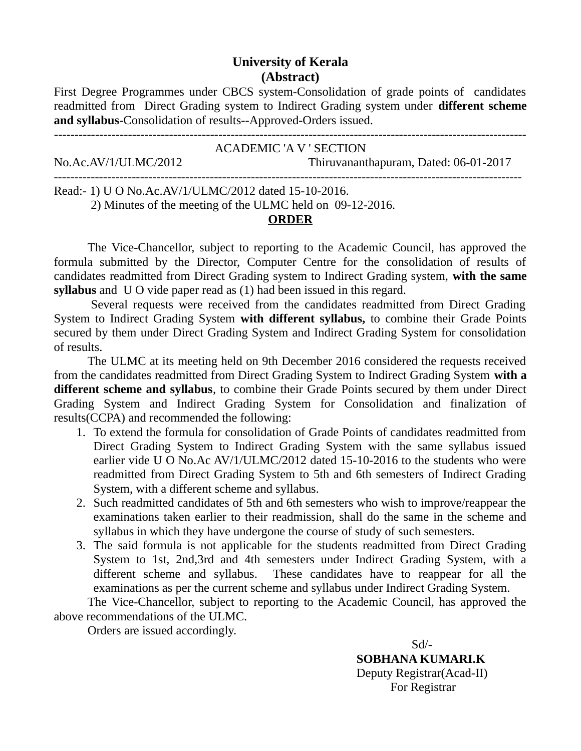**University of Kerala**

**(Abstract)**

First Degree Programmes under CBCS system-Consolidation of grade points of candidates readmitted from Direct Grading system to Indirect Grading system under **different scheme and syllabus**-Consolidation of results--Approved-Orders issued.

---

ACADEMIC 'A V ' SECTION

No.Ac.AV/1/ULMC/2012 Thiruvananthapuram, Dated: 06-01-2017

---

Read:- 1) U O No.Ac.AV/1/ULMC/2012 dated 15-10-2016.

2) Minutes of the meeting of the ULMC held on 09-12-2016.

**ORDER**

The Vice-Chancellor, subject to reporting to the Academic Council, has approved the formula submitted by the Director, Computer Centre for the consolidation of results of candidates readmitted from Direct Grading system to Indirect Grading system, **with the same syllabus** and U O vide paper read as (1) had been issued in this regard.

Several requests were received from the candidates readmitted from Direct Grading System to Indirect Grading System **with different syllabus,** to combine their Grade Points secured by them under Direct Grading System and Indirect Grading System for consolidation of results.

The ULMC at its meeting held on 9th December 2016 considered the requests received from the candidates readmitted from Direct Grading System to Indirect Grading System **with a different scheme and syllabus**, to combine their Grade Points secured by them under Direct Grading System and Indirect Grading System for Consolidation and finalization of results(CCPA) and recommended the following:

1. To extend the formula for consolidation of Grade Points of candidates readmitted from Direct Grading System to Indirect Grading System with the same syllabus issued earlier vide U O No.Ac AV/1/ULMC/2012 dated 15-10-2016 to the students who were readmitted from Direct Grading System to 5th and 6th semesters of Indirect Grading System, with a different scheme and syllabus.
2. Such readmitted candidates of 5th and 6th semesters who wish to improve/reappear the examinations taken earlier to their readmission, shall do the same in the scheme and syllabus in which they have undergone the course of study of such semesters.
3. The said formula is not applicable for the students readmitted from Direct Grading System to 1st, 2nd,3rd and 4th semesters under Indirect Grading System, with a different scheme and syllabus. These candidates have to reappear for all the examinations as per the current scheme and syllabus under Indirect Grading System.

The Vice-Chancellor, subject to reporting to the Academic Council, has approved the above recommendations of the ULMC.

Orders are issued accordingly.

Sd/-

**SOBHANA KUMARI.K**

Deputy Registrar(Acad-II)

For Registrar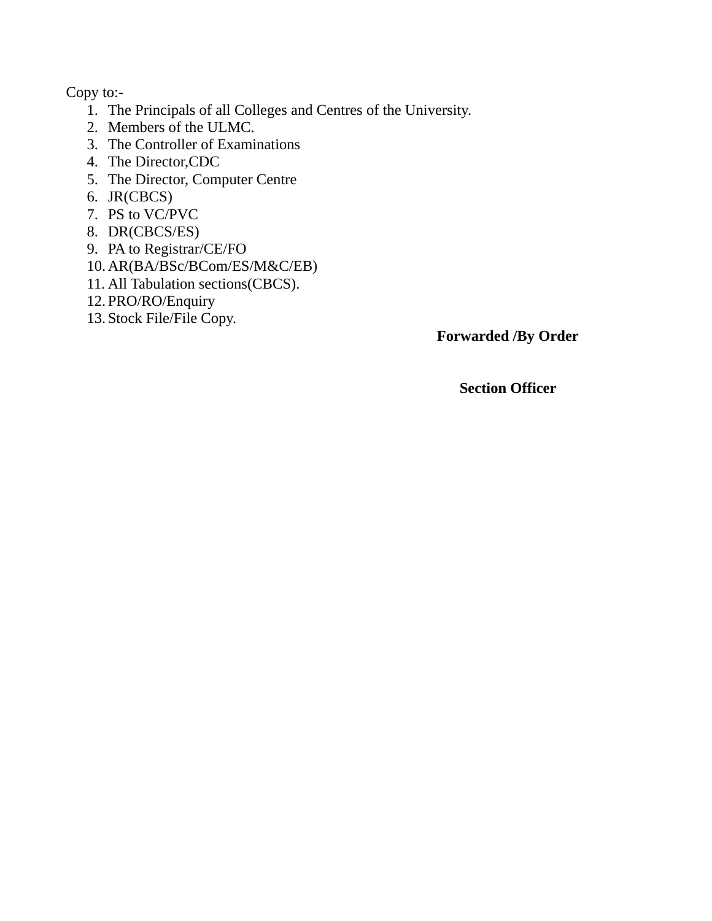Copy to:-

1. The Principals of all Colleges and Centres of the University.
2. Members of the ULMC.
3. The Controller of Examinations
4. The Director,CDC
5. The Director, Computer Centre
6. JR(CBCS)
7. PS to VC/PVC
8. DR(CBCS/ES)
9. PA to Registrar/CE/FO
10. AR(BA/BSc/BCom/ES/M&C/EB)
11. All Tabulation sections(CBCS).
12. PRO/RO/Enquiry
13. Stock File/File Copy.

**Forwarded /By Order**

**Section Officer**